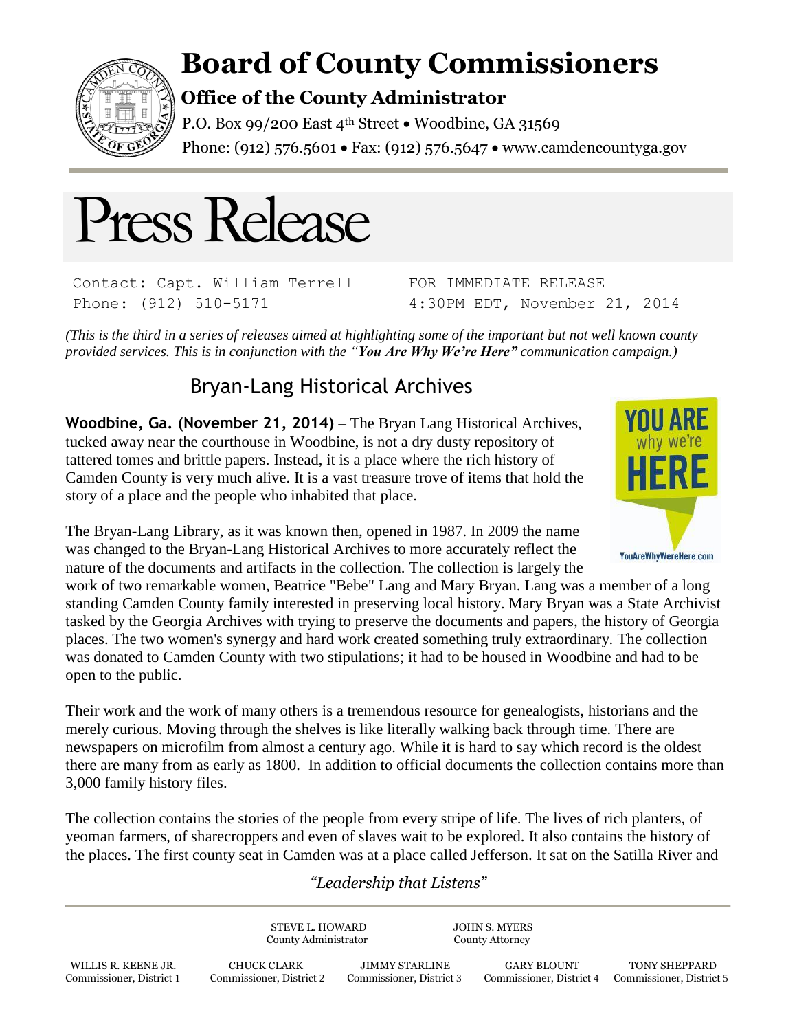# Board of County Commissioners

## Office of the County Administrator

P.O. Box 99/200 East 4th Street • Woodbine, GA 31569
Phone: (912) 576.5601 • Fax: (912) 576.5647 • www.camdencountyga.gov

# Press Release

Contact: Capt. William Terrell
Phone: (912) 510-5171

FOR IMMEDIATE RELEASE
4:30PM EDT, November 21, 2014

*(This is the third in a series of releases aimed at highlighting some of the important but not well known county provided services. This is in conjunction with the "**You Are Why We're Here**" communication campaign.)*

## Bryan-Lang Historical Archives

**Woodbine, Ga. (November 21, 2014)** – The Bryan Lang Historical Archives, tucked away near the courthouse in Woodbine, is not a dry dusty repository of tattered tomes and brittle papers. Instead, it is a place where the rich history of Camden County is very much alive. It is a vast treasure trove of items that hold the story of a place and the people who inhabited that place.

The Bryan-Lang Library, as it was known then, opened in 1987. In 2009 the name was changed to the Bryan-Lang Historical Archives to more accurately reflect the nature of the documents and artifacts in the collection. The collection is largely the work of two remarkable women, Beatrice "Bebe" Lang and Mary Bryan. Lang was a member of a long standing Camden County family interested in preserving local history. Mary Bryan was a State Archivist tasked by the Georgia Archives with trying to preserve the documents and papers, the history of Georgia places. The two women's synergy and hard work created something truly extraordinary. The collection was donated to Camden County with two stipulations; it had to be housed in Woodbine and had to be open to the public.

Their work and the work of many others is a tremendous resource for genealogists, historians and the merely curious. Moving through the shelves is like literally walking back through time. There are newspapers on microfilm from almost a century ago. While it is hard to say which record is the oldest there are many from as early as 1800. In addition to official documents the collection contains more than 3,000 family history files.

The collection contains the stories of the people from every stripe of life. The lives of rich planters, of yeoman farmers, of sharecroppers and even of slaves wait to be explored. It also contains the history of the places. The first county seat in Camden was at a place called Jefferson. It sat on the Satilla River and

*"Leadership that Listens"*

STEVE L. HOWARD, County Administrator
JOHN S. MYERS, County Attorney

WILLIS R. KEENE JR., Commissioner, District 1
CHUCK CLARK, Commissioner, District 2
JIMMY STARLINE, Commissioner, District 3
GARY BLOUNT, Commissioner, District 4
TONY SHEPPARD, Commissioner, District 5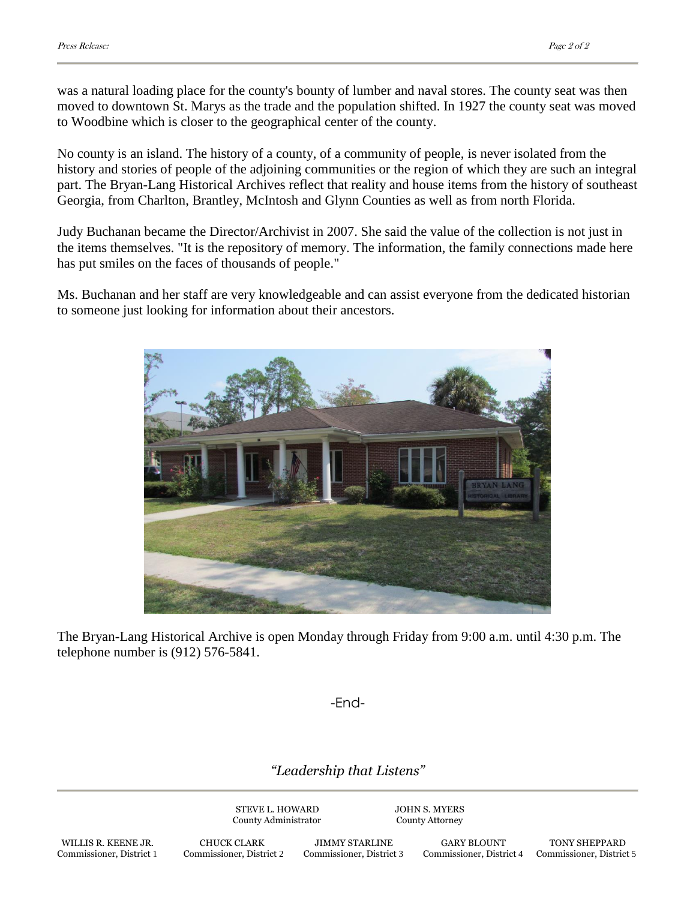was a natural loading place for the county's bounty of lumber and naval stores. The county seat was then moved to downtown St. Marys as the trade and the population shifted. In 1927 the county seat was moved to Woodbine which is closer to the geographical center of the county.

No county is an island. The history of a county, of a community of people, is never isolated from the history and stories of people of the adjoining communities or the region of which they are such an integral part. The Bryan-Lang Historical Archives reflect that reality and house items from the history of southeast Georgia, from Charlton, Brantley, McIntosh and Glynn Counties as well as from north Florida.

Judy Buchanan became the Director/Archivist in 2007. She said the value of the collection is not just in the items themselves. "It is the repository of memory. The information, the family connections made here has put smiles on the faces of thousands of people."

Ms. Buchanan and her staff are very knowledgeable and can assist everyone from the dedicated historian to someone just looking for information about their ancestors.

The Bryan-Lang Historical Archive is open Monday through Friday from 9:00 a.m. until 4:30 p.m. The telephone number is (912) 576-5841.

-End-

*"Leadership that Listens"*

STEVE L. HOWARD
County Administrator

JOHN S. MYERS
County Attorney

WILLIS R. KEENE JR.
Commissioner, District 1

CHUCK CLARK
Commissioner, District 2

JIMMY STARLINE
Commissioner, District 3

GARY BLOUNT
Commissioner, District 4

TONY SHEPPARD
Commissioner, District 5